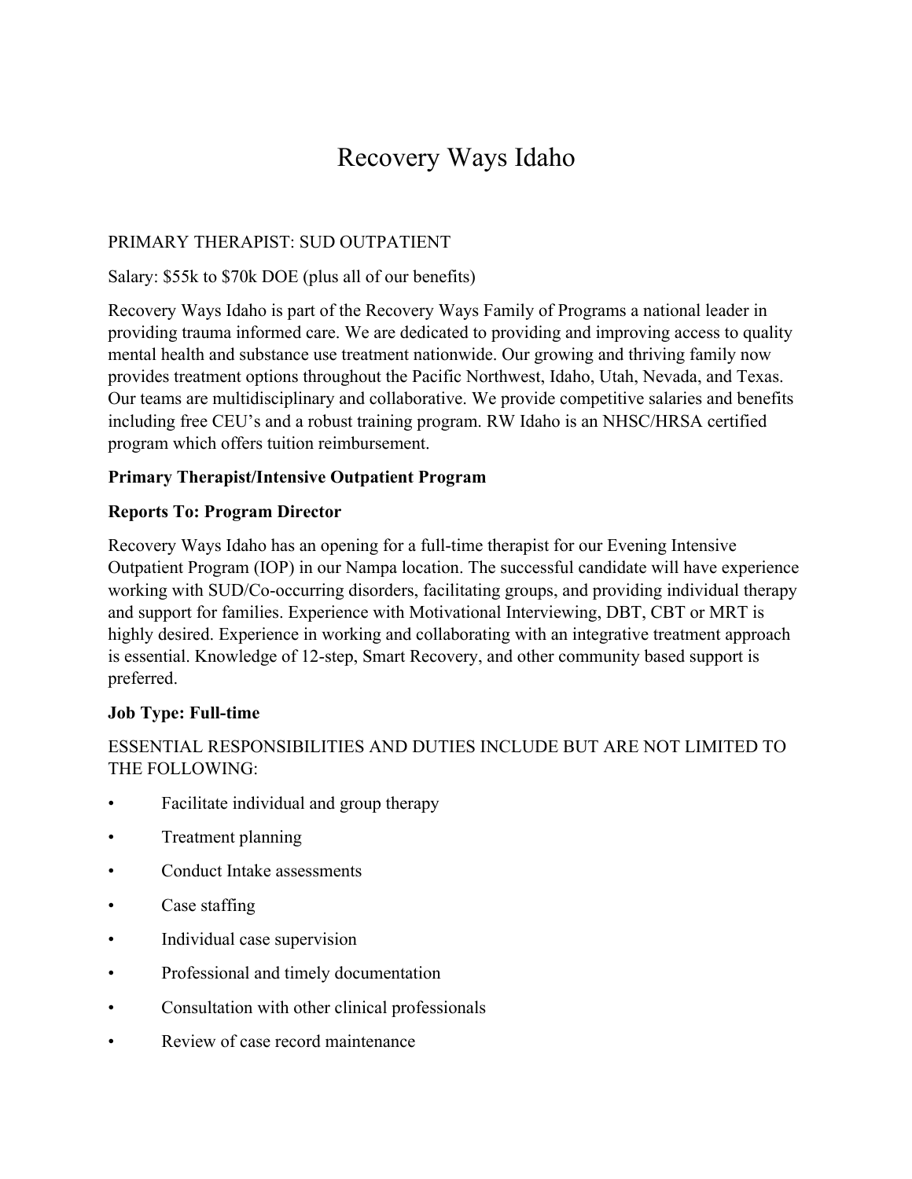# Recovery Ways Idaho

PRIMARY THERAPIST: SUD OUTPATIENT

Salary: $55k to $70k DOE (plus all of our benefits)

Recovery Ways Idaho is part of the Recovery Ways Family of Programs a national leader in providing trauma informed care. We are dedicated to providing and improving access to quality mental health and substance use treatment nationwide. Our growing and thriving family now provides treatment options throughout the Pacific Northwest, Idaho, Utah, Nevada, and Texas. Our teams are multidisciplinary and collaborative. We provide competitive salaries and benefits including free CEU's and a robust training program. RW Idaho is an NHSC/HRSA certified program which offers tuition reimbursement.

**Primary Therapist/Intensive Outpatient Program**

**Reports To: Program Director**

Recovery Ways Idaho has an opening for a full-time therapist for our Evening Intensive Outpatient Program (IOP) in our Nampa location. The successful candidate will have experience working with SUD/Co-occurring disorders, facilitating groups, and providing individual therapy and support for families. Experience with Motivational Interviewing, DBT, CBT or MRT is highly desired. Experience in working and collaborating with an integrative treatment approach is essential. Knowledge of 12-step, Smart Recovery, and other community based support is preferred.

**Job Type: Full-time**

ESSENTIAL RESPONSIBILITIES AND DUTIES INCLUDE BUT ARE NOT LIMITED TO THE FOLLOWING:

- Facilitate individual and group therapy
- Treatment planning
- Conduct Intake assessments
- Case staffing
- Individual case supervision
- Professional and timely documentation
- Consultation with other clinical professionals
- Review of case record maintenance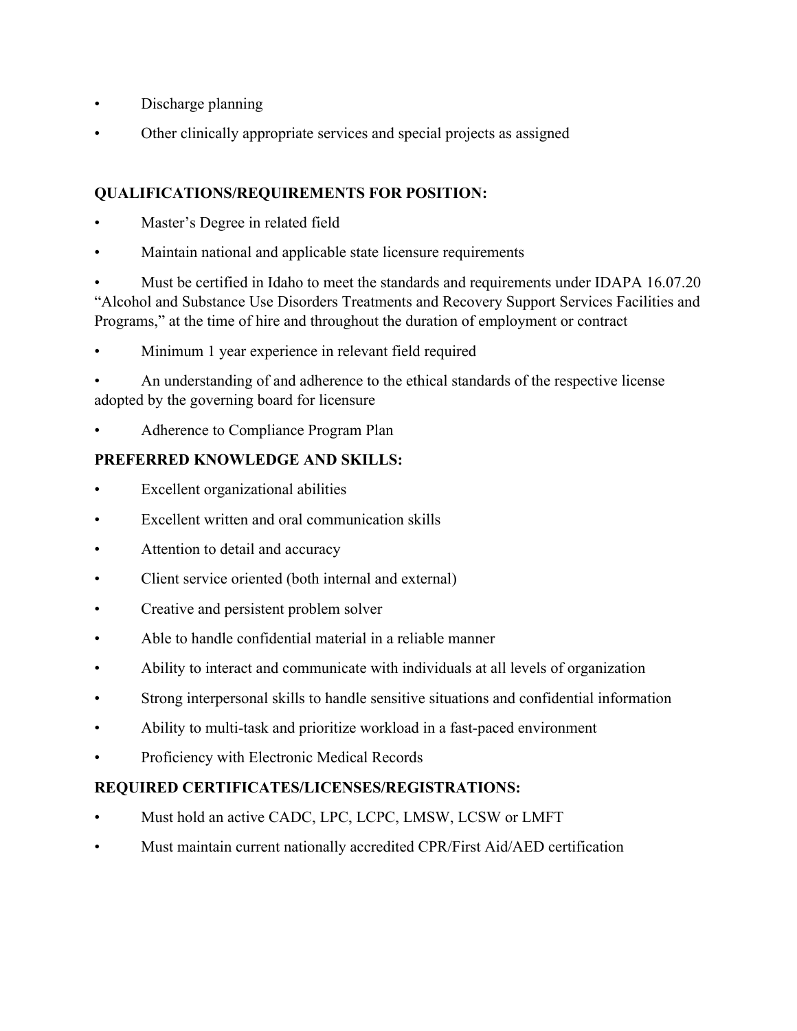- Discharge planning
- Other clinically appropriate services and special projects as assigned

**QUALIFICATIONS/REQUIREMENTS FOR POSITION:**

- Master's Degree in related field
- Maintain national and applicable state licensure requirements
- Must be certified in Idaho to meet the standards and requirements under IDAPA 16.07.20 "Alcohol and Substance Use Disorders Treatments and Recovery Support Services Facilities and Programs," at the time of hire and throughout the duration of employment or contract
- Minimum 1 year experience in relevant field required
- An understanding of and adherence to the ethical standards of the respective license adopted by the governing board for licensure
- Adherence to Compliance Program Plan

**PREFERRED KNOWLEDGE AND SKILLS:**

- Excellent organizational abilities
- Excellent written and oral communication skills
- Attention to detail and accuracy
- Client service oriented (both internal and external)
- Creative and persistent problem solver
- Able to handle confidential material in a reliable manner
- Ability to interact and communicate with individuals at all levels of organization
- Strong interpersonal skills to handle sensitive situations and confidential information
- Ability to multi-task and prioritize workload in a fast-paced environment
- Proficiency with Electronic Medical Records

**REQUIRED CERTIFICATES/LICENSES/REGISTRATIONS:**

- Must hold an active CADC, LPC, LCPC, LMSW, LCSW or LMFT
- Must maintain current nationally accredited CPR/First Aid/AED certification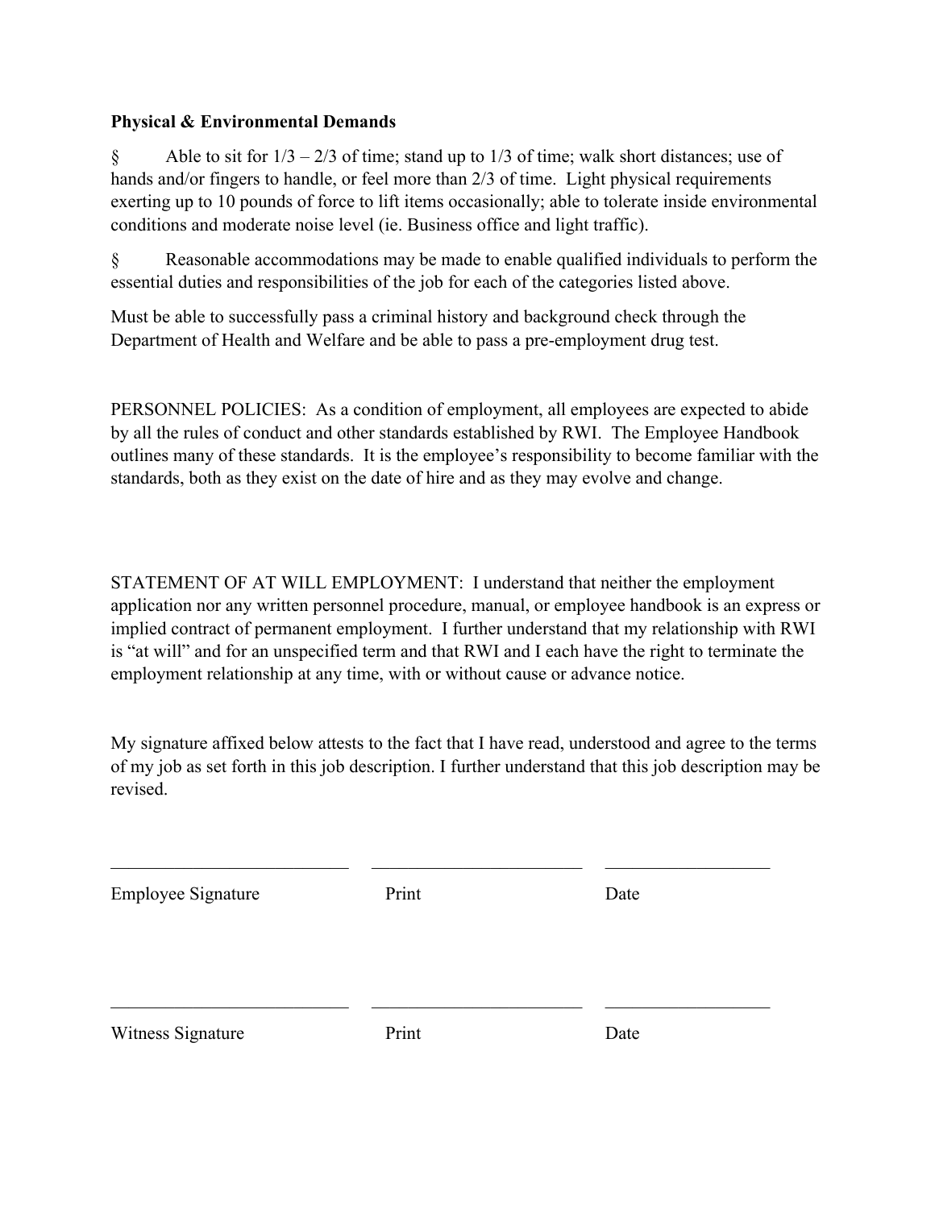**Physical & Environmental Demands**

§ Able to sit for 1/3 – 2/3 of time; stand up to 1/3 of time; walk short distances; use of hands and/or fingers to handle, or feel more than 2/3 of time. Light physical requirements exerting up to 10 pounds of force to lift items occasionally; able to tolerate inside environmental conditions and moderate noise level (ie. Business office and light traffic).

§ Reasonable accommodations may be made to enable qualified individuals to perform the essential duties and responsibilities of the job for each of the categories listed above.

Must be able to successfully pass a criminal history and background check through the Department of Health and Welfare and be able to pass a pre-employment drug test.

PERSONNEL POLICIES: As a condition of employment, all employees are expected to abide by all the rules of conduct and other standards established by RWI. The Employee Handbook outlines many of these standards. It is the employee's responsibility to become familiar with the standards, both as they exist on the date of hire and as they may evolve and change.

STATEMENT OF AT WILL EMPLOYMENT: I understand that neither the employment application nor any written personnel procedure, manual, or employee handbook is an express or implied contract of permanent employment. I further understand that my relationship with RWI is "at will" and for an unspecified term and that RWI and I each have the right to terminate the employment relationship at any time, with or without cause or advance notice.

My signature affixed below attests to the fact that I have read, understood and agree to the terms of my job as set forth in this job description. I further understand that this job description may be revised.

\_\_\_\_\_\_\_\_\_\_\_\_\_\_\_\_\_\_\_\_\_\_\_\_\_\_ \_\_\_\_\_\_\_\_\_\_\_\_\_\_\_\_\_\_\_\_\_\_\_\_ \_\_\_\_\_\_\_\_\_\_\_\_\_\_\_\_\_\_

Employee Signature Print Date

\_\_\_\_\_\_\_\_\_\_\_\_\_\_\_\_\_\_\_\_\_\_\_\_\_\_ \_\_\_\_\_\_\_\_\_\_\_\_\_\_\_\_\_\_\_\_\_\_\_\_ \_\_\_\_\_\_\_\_\_\_\_\_\_\_\_\_\_\_

Witness Signature Print Date